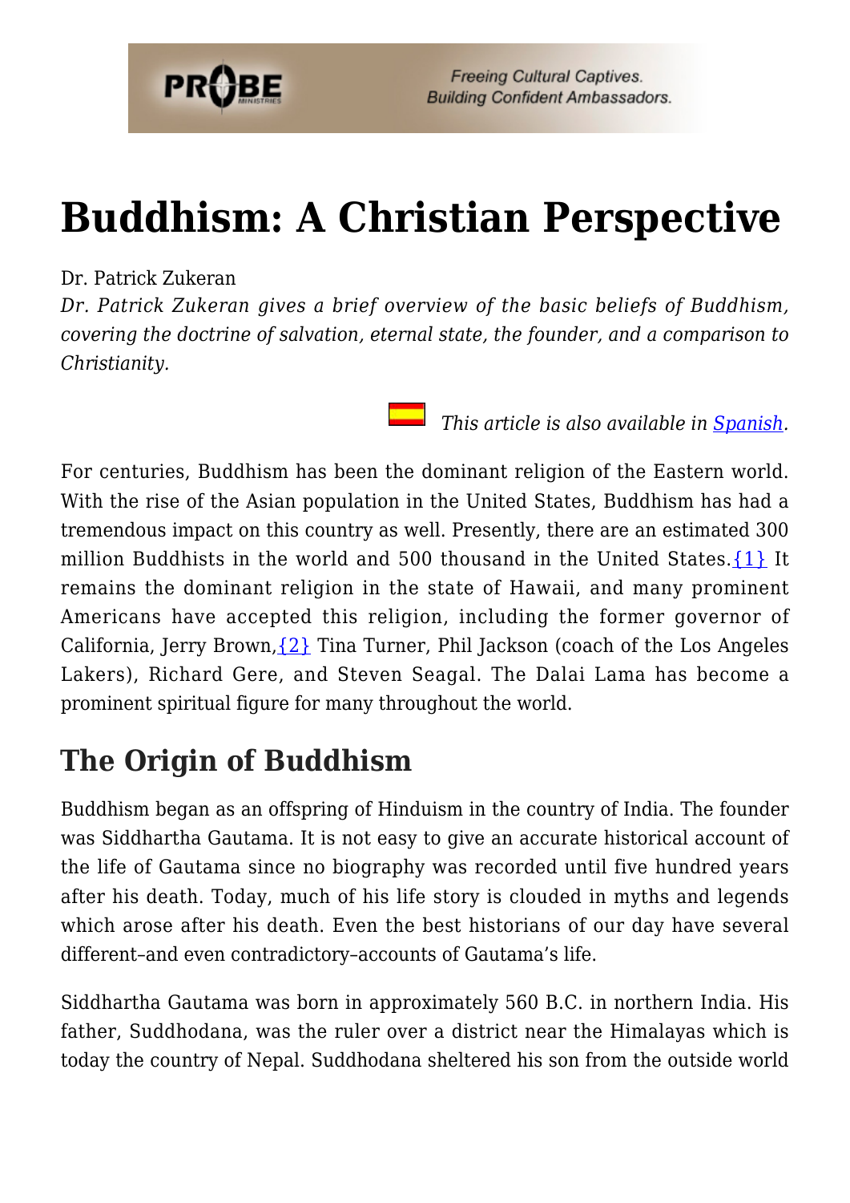# Buddhism: A Christian Perspective

Dr. Patrick Zukeran

*Dr. Patrick Zukeran gives a brief overview of the basic beliefs of Buddhism, covering the doctrine of salvation, eternal state, the founder, and a comparison to Christianity.*

*This article is also available in Spanish.*

For centuries, Buddhism has been the dominant religion of the Eastern world. With the rise of the Asian population in the United States, Buddhism has had a tremendous impact on this country as well. Presently, there are an estimated 300 million Buddhists in the world and 500 thousand in the United States.{1} It remains the dominant religion in the state of Hawaii, and many prominent Americans have accepted this religion, including the former governor of California, Jerry Brown,{2} Tina Turner, Phil Jackson (coach of the Los Angeles Lakers), Richard Gere, and Steven Seagal. The Dalai Lama has become a prominent spiritual figure for many throughout the world.

## The Origin of Buddhism

Buddhism began as an offspring of Hinduism in the country of India. The founder was Siddhartha Gautama. It is not easy to give an accurate historical account of the life of Gautama since no biography was recorded until five hundred years after his death. Today, much of his life story is clouded in myths and legends which arose after his death. Even the best historians of our day have several different–and even contradictory–accounts of Gautama's life.

Siddhartha Gautama was born in approximately 560 B.C. in northern India. His father, Suddhodana, was the ruler over a district near the Himalayas which is today the country of Nepal. Suddhodana sheltered his son from the outside world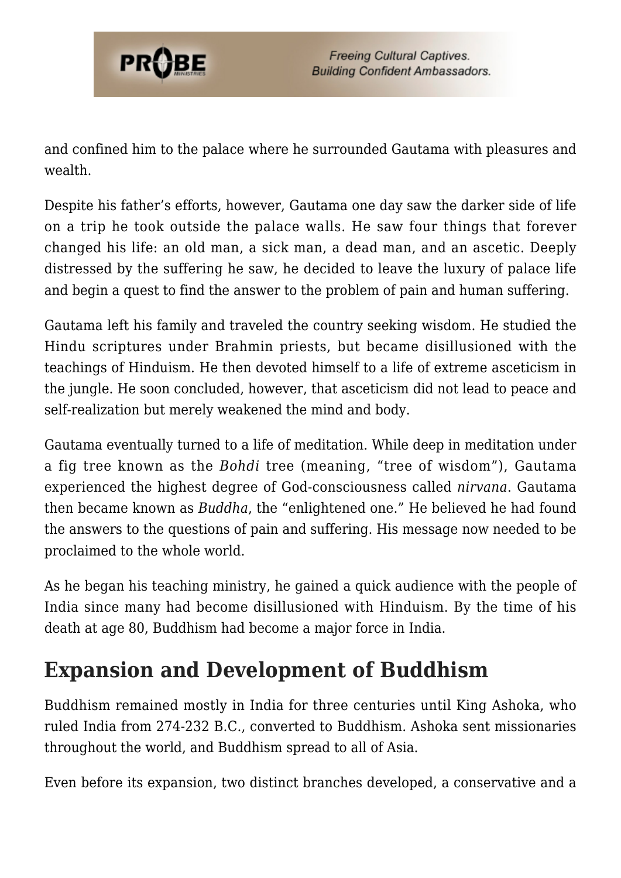and confined him to the palace where he surrounded Gautama with pleasures and wealth.

Despite his father's efforts, however, Gautama one day saw the darker side of life on a trip he took outside the palace walls. He saw four things that forever changed his life: an old man, a sick man, a dead man, and an ascetic. Deeply distressed by the suffering he saw, he decided to leave the luxury of palace life and begin a quest to find the answer to the problem of pain and human suffering.

Gautama left his family and traveled the country seeking wisdom. He studied the Hindu scriptures under Brahmin priests, but became disillusioned with the teachings of Hinduism. He then devoted himself to a life of extreme asceticism in the jungle. He soon concluded, however, that asceticism did not lead to peace and self-realization but merely weakened the mind and body.

Gautama eventually turned to a life of meditation. While deep in meditation under a fig tree known as the *Bohdi* tree (meaning, "tree of wisdom"), Gautama experienced the highest degree of God-consciousness called *nirvana*. Gautama then became known as *Buddha*, the "enlightened one." He believed he had found the answers to the questions of pain and suffering. His message now needed to be proclaimed to the whole world.

As he began his teaching ministry, he gained a quick audience with the people of India since many had become disillusioned with Hinduism. By the time of his death at age 80, Buddhism had become a major force in India.

## Expansion and Development of Buddhism

Buddhism remained mostly in India for three centuries until King Ashoka, who ruled India from 274-232 B.C., converted to Buddhism. Ashoka sent missionaries throughout the world, and Buddhism spread to all of Asia.

Even before its expansion, two distinct branches developed, a conservative and a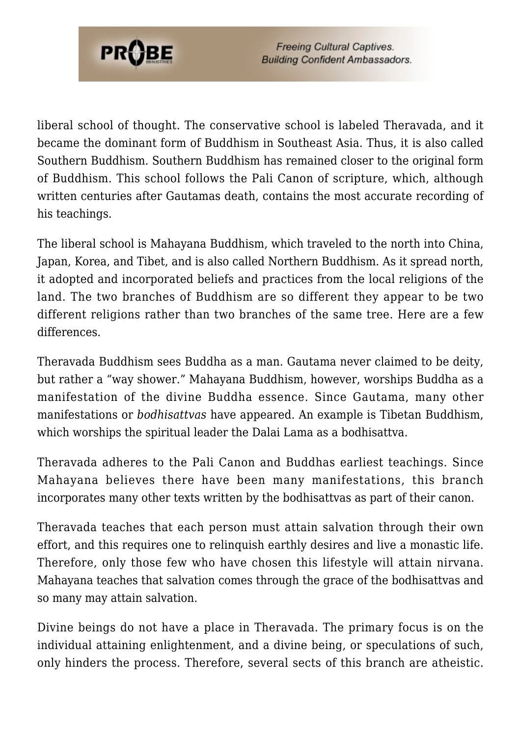liberal school of thought. The conservative school is labeled Theravada, and it became the dominant form of Buddhism in Southeast Asia. Thus, it is also called Southern Buddhism. Southern Buddhism has remained closer to the original form of Buddhism. This school follows the Pali Canon of scripture, which, although written centuries after Gautamas death, contains the most accurate recording of his teachings.

The liberal school is Mahayana Buddhism, which traveled to the north into China, Japan, Korea, and Tibet, and is also called Northern Buddhism. As it spread north, it adopted and incorporated beliefs and practices from the local religions of the land. The two branches of Buddhism are so different they appear to be two different religions rather than two branches of the same tree. Here are a few differences.

Theravada Buddhism sees Buddha as a man. Gautama never claimed to be deity, but rather a "way shower." Mahayana Buddhism, however, worships Buddha as a manifestation of the divine Buddha essence. Since Gautama, many other manifestations or *bodhisattvas* have appeared. An example is Tibetan Buddhism, which worships the spiritual leader the Dalai Lama as a bodhisattva.

Theravada adheres to the Pali Canon and Buddhas earliest teachings. Since Mahayana believes there have been many manifestations, this branch incorporates many other texts written by the bodhisattvas as part of their canon.

Theravada teaches that each person must attain salvation through their own effort, and this requires one to relinquish earthly desires and live a monastic life. Therefore, only those few who have chosen this lifestyle will attain nirvana. Mahayana teaches that salvation comes through the grace of the bodhisattvas and so many may attain salvation.

Divine beings do not have a place in Theravada. The primary focus is on the individual attaining enlightenment, and a divine being, or speculations of such, only hinders the process. Therefore, several sects of this branch are atheistic.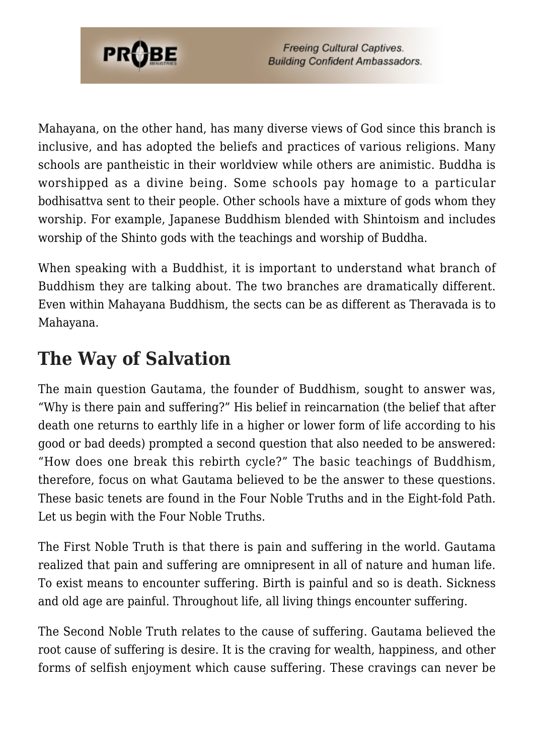Mahayana, on the other hand, has many diverse views of God since this branch is inclusive, and has adopted the beliefs and practices of various religions. Many schools are pantheistic in their worldview while others are animistic. Buddha is worshipped as a divine being. Some schools pay homage to a particular bodhisattva sent to their people. Other schools have a mixture of gods whom they worship. For example, Japanese Buddhism blended with Shintoism and includes worship of the Shinto gods with the teachings and worship of Buddha.

When speaking with a Buddhist, it is important to understand what branch of Buddhism they are talking about. The two branches are dramatically different. Even within Mahayana Buddhism, the sects can be as different as Theravada is to Mahayana.

## The Way of Salvation

The main question Gautama, the founder of Buddhism, sought to answer was, "Why is there pain and suffering?" His belief in reincarnation (the belief that after death one returns to earthly life in a higher or lower form of life according to his good or bad deeds) prompted a second question that also needed to be answered: "How does one break this rebirth cycle?" The basic teachings of Buddhism, therefore, focus on what Gautama believed to be the answer to these questions. These basic tenets are found in the Four Noble Truths and in the Eight-fold Path. Let us begin with the Four Noble Truths.

The First Noble Truth is that there is pain and suffering in the world. Gautama realized that pain and suffering are omnipresent in all of nature and human life. To exist means to encounter suffering. Birth is painful and so is death. Sickness and old age are painful. Throughout life, all living things encounter suffering.

The Second Noble Truth relates to the cause of suffering. Gautama believed the root cause of suffering is desire. It is the craving for wealth, happiness, and other forms of selfish enjoyment which cause suffering. These cravings can never be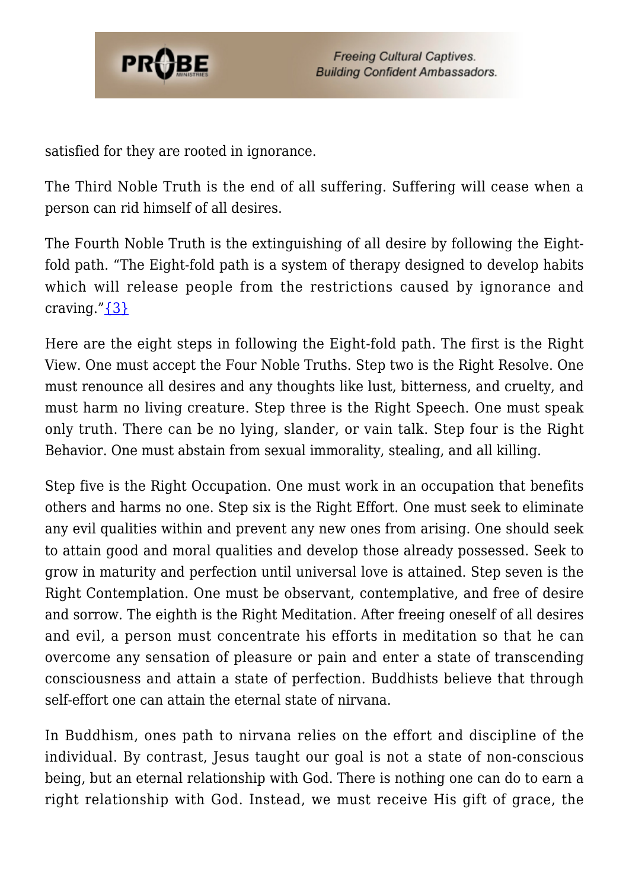satisfied for they are rooted in ignorance.

The Third Noble Truth is the end of all suffering. Suffering will cease when a person can rid himself of all desires.

The Fourth Noble Truth is the extinguishing of all desire by following the Eight-fold path. "The Eight-fold path is a system of therapy designed to develop habits which will release people from the restrictions caused by ignorance and craving."{3}

Here are the eight steps in following the Eight-fold path. The first is the Right View. One must accept the Four Noble Truths. Step two is the Right Resolve. One must renounce all desires and any thoughts like lust, bitterness, and cruelty, and must harm no living creature. Step three is the Right Speech. One must speak only truth. There can be no lying, slander, or vain talk. Step four is the Right Behavior. One must abstain from sexual immorality, stealing, and all killing.

Step five is the Right Occupation. One must work in an occupation that benefits others and harms no one. Step six is the Right Effort. One must seek to eliminate any evil qualities within and prevent any new ones from arising. One should seek to attain good and moral qualities and develop those already possessed. Seek to grow in maturity and perfection until universal love is attained. Step seven is the Right Contemplation. One must be observant, contemplative, and free of desire and sorrow. The eighth is the Right Meditation. After freeing oneself of all desires and evil, a person must concentrate his efforts in meditation so that he can overcome any sensation of pleasure or pain and enter a state of transcending consciousness and attain a state of perfection. Buddhists believe that through self-effort one can attain the eternal state of nirvana.

In Buddhism, ones path to nirvana relies on the effort and discipline of the individual. By contrast, Jesus taught our goal is not a state of non-conscious being, but an eternal relationship with God. There is nothing one can do to earn a right relationship with God. Instead, we must receive His gift of grace, the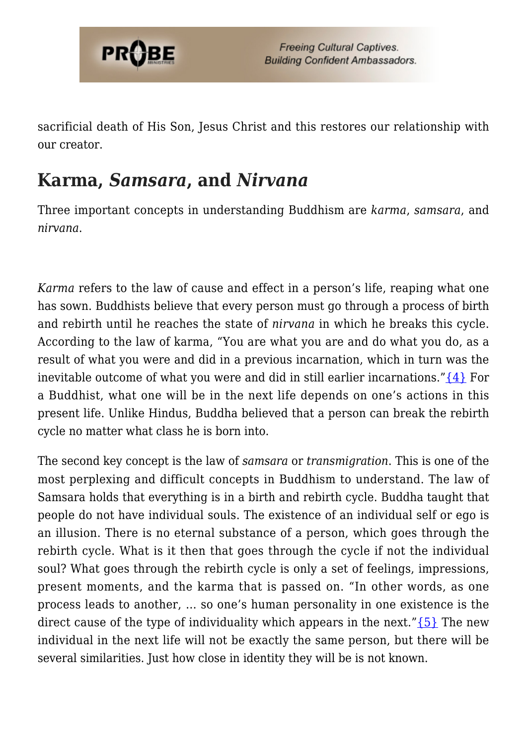sacrificial death of His Son, Jesus Christ and this restores our relationship with our creator.

## Karma, *Samsara*, and *Nirvana*

Three important concepts in understanding Buddhism are *karma*, *samsara*, and *nirvana*.

*Karma* refers to the law of cause and effect in a person's life, reaping what one has sown. Buddhists believe that every person must go through a process of birth and rebirth until he reaches the state of *nirvana* in which he breaks this cycle. According to the law of karma, "You are what you are and do what you do, as a result of what you were and did in a previous incarnation, which in turn was the inevitable outcome of what you were and did in still earlier incarnations."{4} For a Buddhist, what one will be in the next life depends on one's actions in this present life. Unlike Hindus, Buddha believed that a person can break the rebirth cycle no matter what class he is born into.

The second key concept is the law of *samsara* or *transmigration*. This is one of the most perplexing and difficult concepts in Buddhism to understand. The law of Samsara holds that everything is in a birth and rebirth cycle. Buddha taught that people do not have individual souls. The existence of an individual self or ego is an illusion. There is no eternal substance of a person, which goes through the rebirth cycle. What is it then that goes through the cycle if not the individual soul? What goes through the rebirth cycle is only a set of feelings, impressions, present moments, and the karma that is passed on. "In other words, as one process leads to another, … so one's human personality in one existence is the direct cause of the type of individuality which appears in the next."{5} The new individual in the next life will not be exactly the same person, but there will be several similarities. Just how close in identity they will be is not known.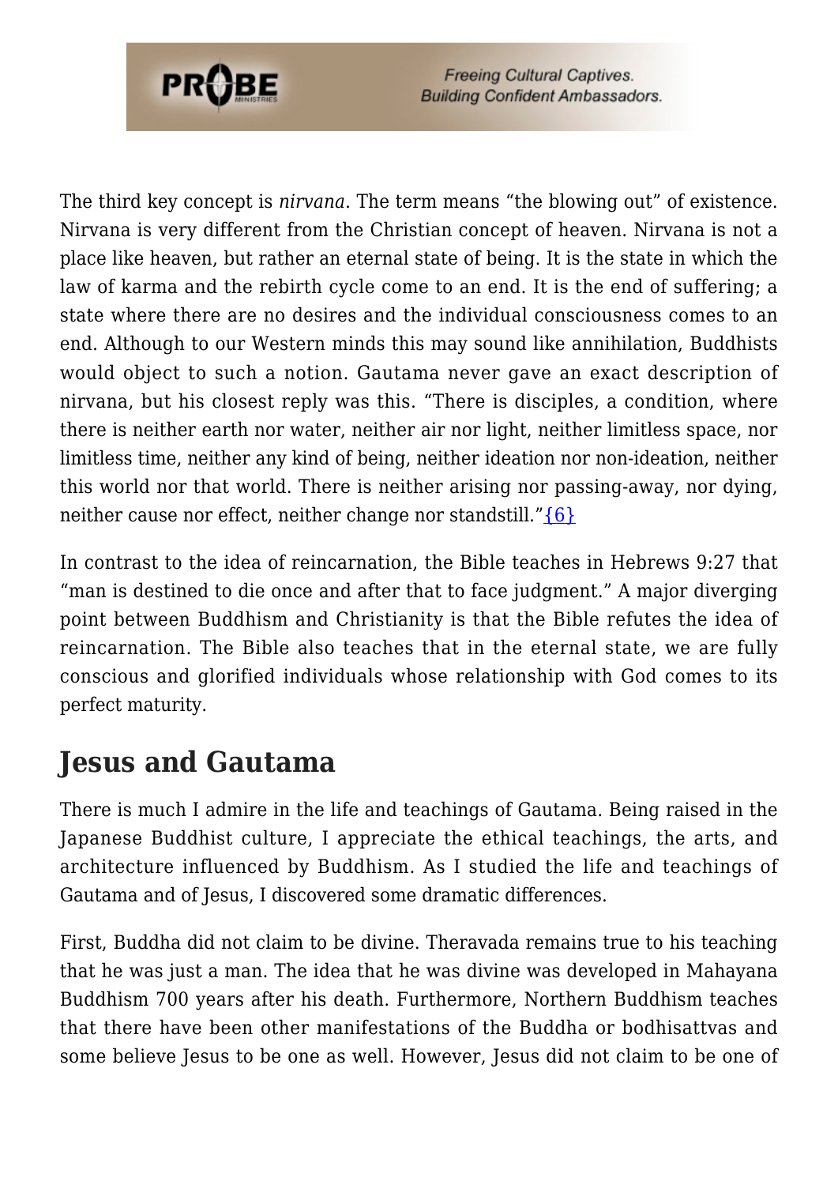The third key concept is *nirvana*. The term means “the blowing out” of existence. Nirvana is very different from the Christian concept of heaven. Nirvana is not a place like heaven, but rather an eternal state of being. It is the state in which the law of karma and the rebirth cycle come to an end. It is the end of suffering; a state where there are no desires and the individual consciousness comes to an end. Although to our Western minds this may sound like annihilation, Buddhists would object to such a notion. Gautama never gave an exact description of nirvana, but his closest reply was this. “There is disciples, a condition, where there is neither earth nor water, neither air nor light, neither limitless space, nor limitless time, neither any kind of being, neither ideation nor non-ideation, neither this world nor that world. There is neither arising nor passing-away, nor dying, neither cause nor effect, neither change nor standstill.”{6}

In contrast to the idea of reincarnation, the Bible teaches in Hebrews 9:27 that “man is destined to die once and after that to face judgment.” A major diverging point between Buddhism and Christianity is that the Bible refutes the idea of reincarnation. The Bible also teaches that in the eternal state, we are fully conscious and glorified individuals whose relationship with God comes to its perfect maturity.

## Jesus and Gautama

There is much I admire in the life and teachings of Gautama. Being raised in the Japanese Buddhist culture, I appreciate the ethical teachings, the arts, and architecture influenced by Buddhism. As I studied the life and teachings of Gautama and of Jesus, I discovered some dramatic differences.

First, Buddha did not claim to be divine. Theravada remains true to his teaching that he was just a man. The idea that he was divine was developed in Mahayana Buddhism 700 years after his death. Furthermore, Northern Buddhism teaches that there have been other manifestations of the Buddha or bodhisattvas and some believe Jesus to be one as well. However, Jesus did not claim to be one of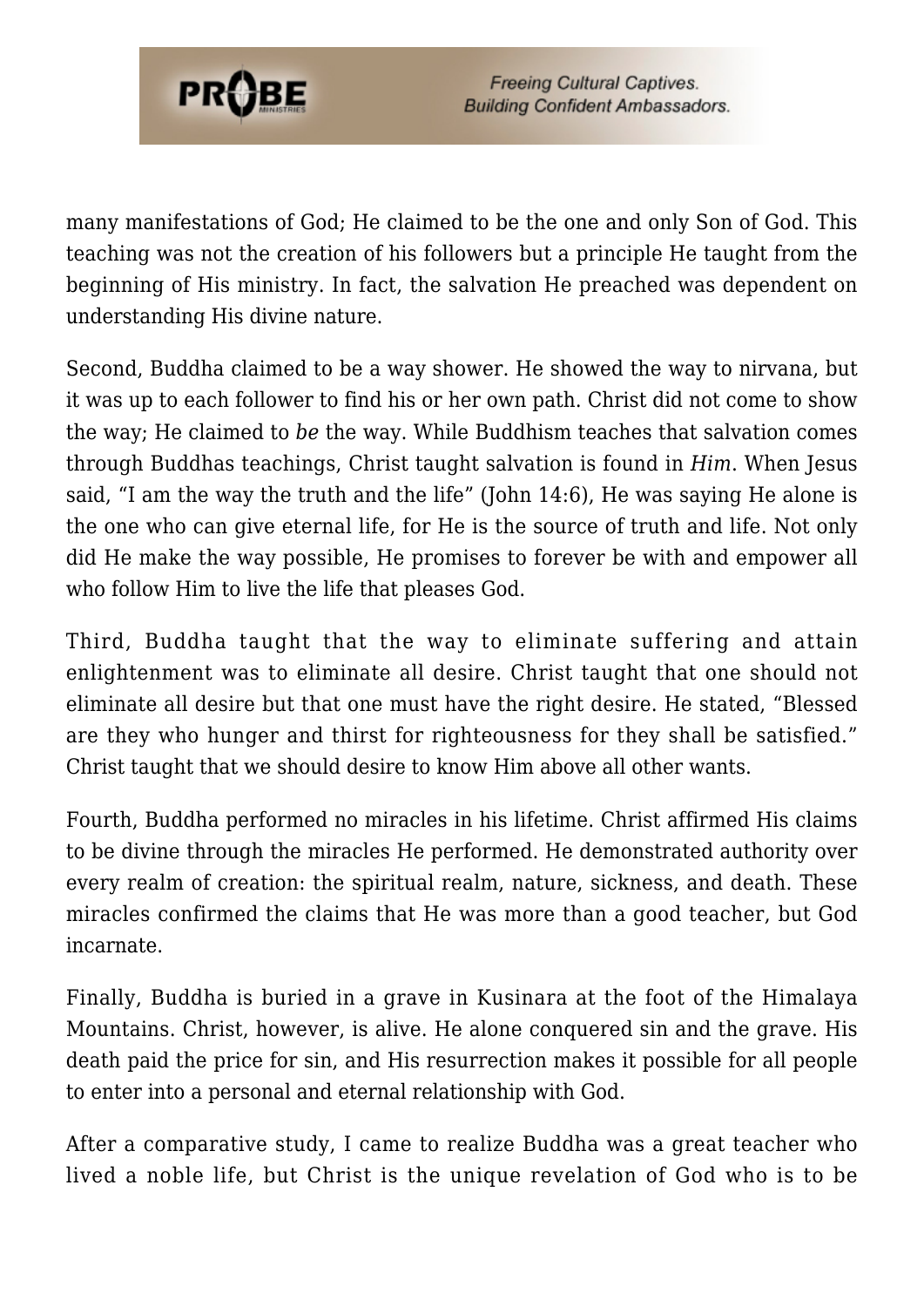many manifestations of God; He claimed to be the one and only Son of God. This teaching was not the creation of his followers but a principle He taught from the beginning of His ministry. In fact, the salvation He preached was dependent on understanding His divine nature.

Second, Buddha claimed to be a way shower. He showed the way to nirvana, but it was up to each follower to find his or her own path. Christ did not come to show the way; He claimed to *be* the way. While Buddhism teaches that salvation comes through Buddhas teachings, Christ taught salvation is found in *Him*. When Jesus said, "I am the way the truth and the life" (John 14:6), He was saying He alone is the one who can give eternal life, for He is the source of truth and life. Not only did He make the way possible, He promises to forever be with and empower all who follow Him to live the life that pleases God.

Third, Buddha taught that the way to eliminate suffering and attain enlightenment was to eliminate all desire. Christ taught that one should not eliminate all desire but that one must have the right desire. He stated, "Blessed are they who hunger and thirst for righteousness for they shall be satisfied." Christ taught that we should desire to know Him above all other wants.

Fourth, Buddha performed no miracles in his lifetime. Christ affirmed His claims to be divine through the miracles He performed. He demonstrated authority over every realm of creation: the spiritual realm, nature, sickness, and death. These miracles confirmed the claims that He was more than a good teacher, but God incarnate.

Finally, Buddha is buried in a grave in Kusinara at the foot of the Himalaya Mountains. Christ, however, is alive. He alone conquered sin and the grave. His death paid the price for sin, and His resurrection makes it possible for all people to enter into a personal and eternal relationship with God.

After a comparative study, I came to realize Buddha was a great teacher who lived a noble life, but Christ is the unique revelation of God who is to be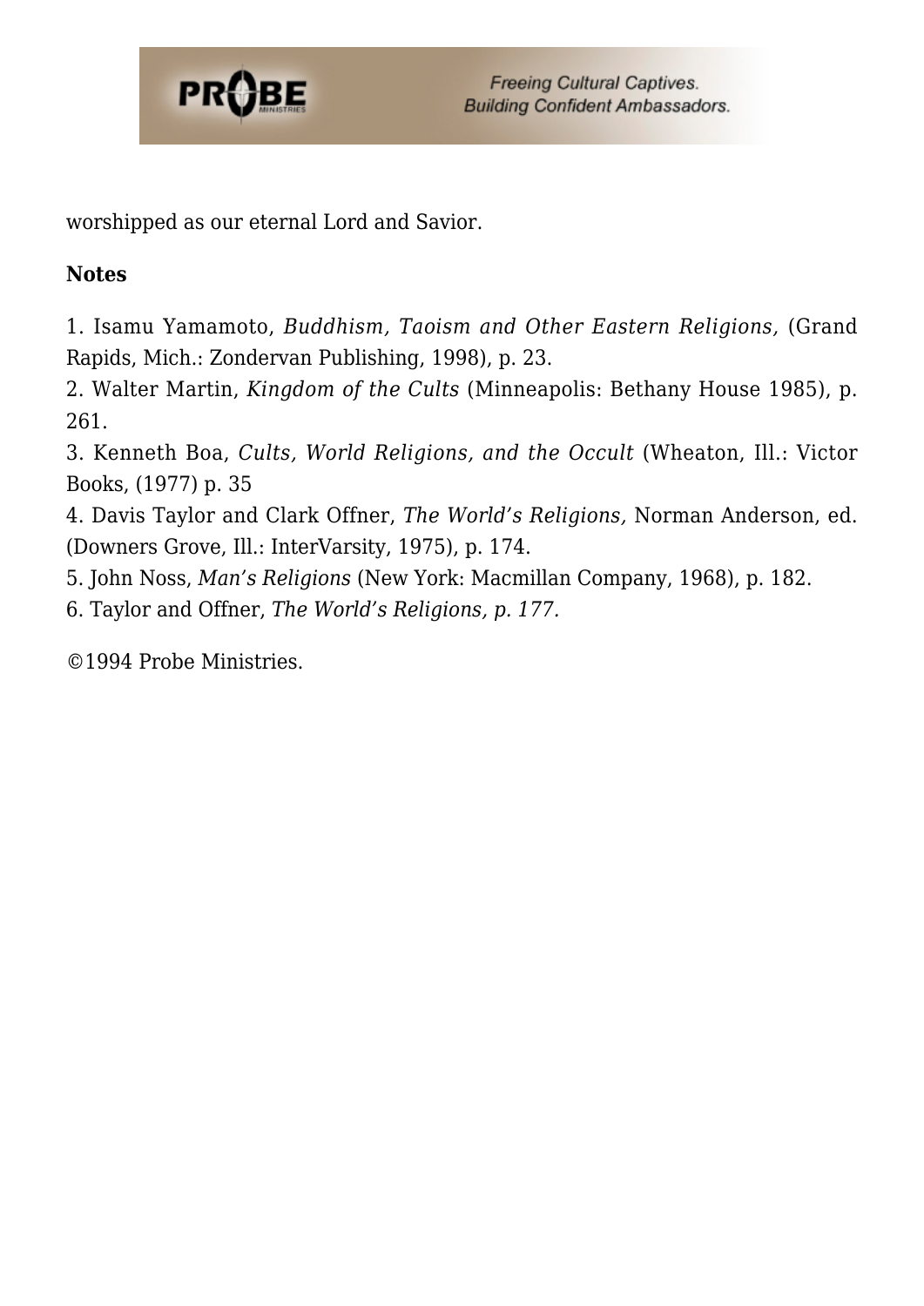worshipped as our eternal Lord and Savior.

**Notes**

1. Isamu Yamamoto, *Buddhism, Taoism and Other Eastern Religions,* (Grand Rapids, Mich.: Zondervan Publishing, 1998), p. 23.
2. Walter Martin, *Kingdom of the Cults* (Minneapolis: Bethany House 1985), p. 261.
3. Kenneth Boa, *Cults, World Religions, and the Occult* (Wheaton, Ill.: Victor Books, (1977) p. 35
4. Davis Taylor and Clark Offner, *The World's Religions,* Norman Anderson, ed. (Downers Grove, Ill.: InterVarsity, 1975), p. 174.
5. John Noss, *Man's Religions* (New York: Macmillan Company, 1968), p. 182.
6. Taylor and Offner, *The World's Religions, p. 177.*

©1994 Probe Ministries.